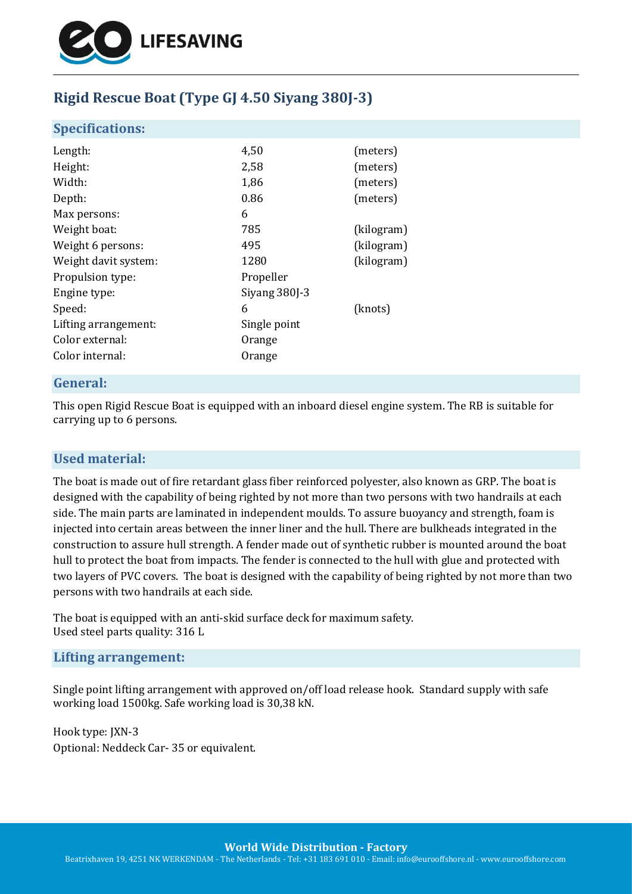# Rigid Rescue Boat (Type GJ 4.50 Siyang 380J-3)

## Specifications:

| | | |
|---|---|---|
| Length: | 4,50 | (meters) |
| Height: | 2,58 | (meters) |
| Width: | 1,86 | (meters) |
| Depth: | 0.86 | (meters) |
| Max persons: | 6 | |
| Weight boat: | 785 | (kilogram) |
| Weight 6 persons: | 495 | (kilogram) |
| Weight davit system: | 1280 | (kilogram) |
| Propulsion type: | Propeller | |
| Engine type: | Siyang 380J-3 | |
| Speed: | 6 | (knots) |
| Lifting arrangement: | Single point | |
| Color external: | Orange | |
| Color internal: | Orange | |

## General:

This open Rigid Rescue Boat is equipped with an inboard diesel engine system. The RB is suitable for carrying up to 6 persons.

## Used material:

The boat is made out of fire retardant glass fiber reinforced polyester, also known as GRP. The boat is designed with the capability of being righted by not more than two persons with two handrails at each side. The main parts are laminated in independent moulds. To assure buoyancy and strength, foam is injected into certain areas between the inner liner and the hull. There are bulkheads integrated in the construction to assure hull strength. A fender made out of synthetic rubber is mounted around the boat hull to protect the boat from impacts. The fender is connected to the hull with glue and protected with two layers of PVC covers. The boat is designed with the capability of being righted by not more than two persons with two handrails at each side.

The boat is equipped with an anti-skid surface deck for maximum safety.
Used steel parts quality: 316 L

## Lifting arrangement:

Single point lifting arrangement with approved on/off load release hook. Standard supply with safe working load 1500kg. Safe working load is 30,38 kN.

Hook type: JXN-3
Optional: Neddeck Car- 35 or equivalent.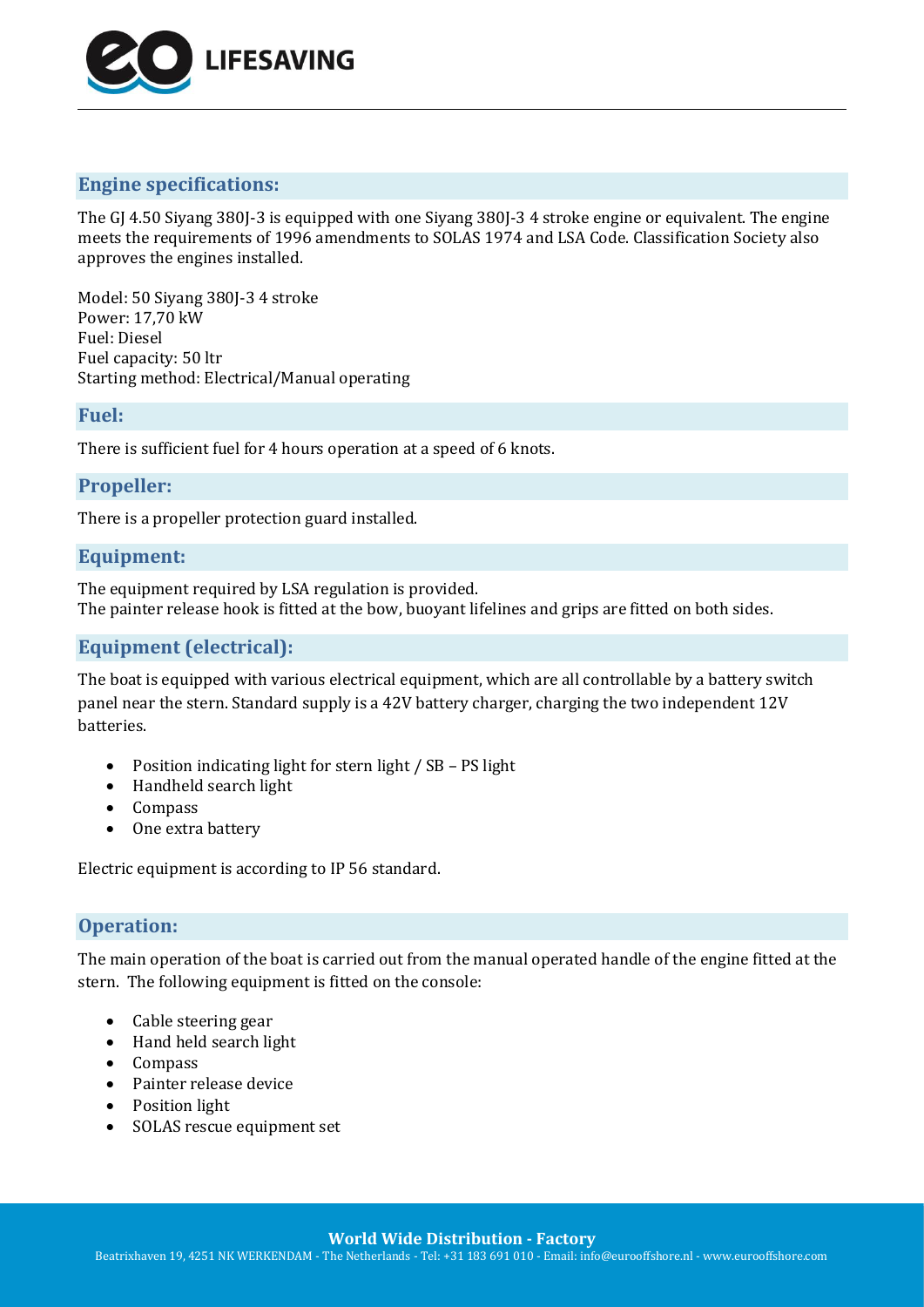## Engine specifications:

The GJ 4.50 Siyang 380J-3 is equipped with one Siyang 380J-3 4 stroke engine or equivalent. The engine meets the requirements of 1996 amendments to SOLAS 1974 and LSA Code. Classification Society also approves the engines installed.

Model: 50 Siyang 380J-3 4 stroke
Power: 17,70 kW
Fuel: Diesel
Fuel capacity: 50 ltr
Starting method: Electrical/Manual operating

## Fuel:

There is sufficient fuel for 4 hours operation at a speed of 6 knots.

## Propeller:

There is a propeller protection guard installed.

## Equipment:

The equipment required by LSA regulation is provided.
The painter release hook is fitted at the bow, buoyant lifelines and grips are fitted on both sides.

## Equipment (electrical):

The boat is equipped with various electrical equipment, which are all controllable by a battery switch panel near the stern. Standard supply is a 42V battery charger, charging the two independent 12V batteries.

- Position indicating light for stern light / SB – PS light
- Handheld search light
- Compass
- One extra battery

Electric equipment is according to IP 56 standard.

## Operation:

The main operation of the boat is carried out from the manual operated handle of the engine fitted at the stern. The following equipment is fitted on the console:

- Cable steering gear
- Hand held search light
- Compass
- Painter release device
- Position light
- SOLAS rescue equipment set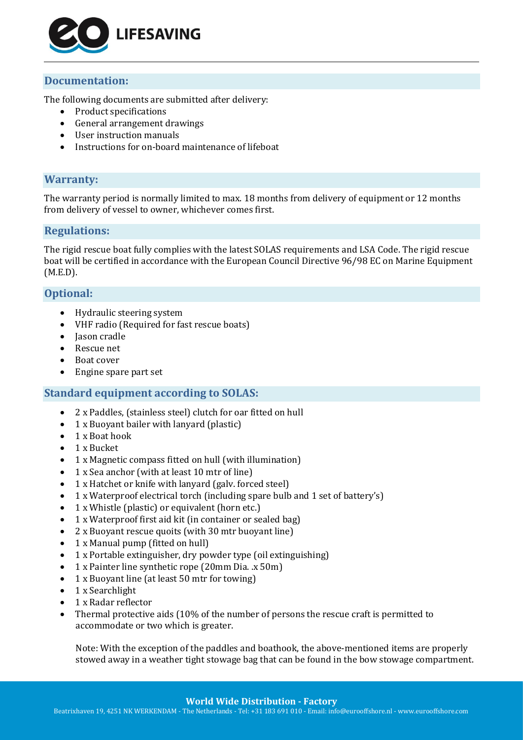## Documentation:

The following documents are submitted after delivery:

- Product specifications
- General arrangement drawings
- User instruction manuals
- Instructions for on-board maintenance of lifeboat

## Warranty:

The warranty period is normally limited to max. 18 months from delivery of equipment or 12 months from delivery of vessel to owner, whichever comes first.

## Regulations:

The rigid rescue boat fully complies with the latest SOLAS requirements and LSA Code. The rigid rescue boat will be certified in accordance with the European Council Directive 96/98 EC on Marine Equipment (M.E.D).

## Optional:

- Hydraulic steering system
- VHF radio (Required for fast rescue boats)
- Jason cradle
- Rescue net
- Boat cover
- Engine spare part set

## Standard equipment according to SOLAS:

- 2 x Paddles, (stainless steel) clutch for oar fitted on hull
- 1 x Buoyant bailer with lanyard (plastic)
- 1 x Boat hook
- 1 x Bucket
- 1 x Magnetic compass fitted on hull (with illumination)
- 1 x Sea anchor (with at least 10 mtr of line)
- 1 x Hatchet or knife with lanyard (galv. forced steel)
- 1 x Waterproof electrical torch (including spare bulb and 1 set of battery's)
- 1 x Whistle (plastic) or equivalent (horn etc.)
- 1 x Waterproof first aid kit (in container or sealed bag)
- 2 x Buoyant rescue quoits (with 30 mtr buoyant line)
- 1 x Manual pump (fitted on hull)
- 1 x Portable extinguisher, dry powder type (oil extinguishing)
- 1 x Painter line synthetic rope (20mm Dia. .x 50m)
- 1 x Buoyant line (at least 50 mtr for towing)
- 1 x Searchlight
- 1 x Radar reflector
- Thermal protective aids (10% of the number of persons the rescue craft is permitted to accommodate or two which is greater.

  Note: With the exception of the paddles and boathook, the above-mentioned items are properly stowed away in a weather tight stowage bag that can be found in the bow stowage compartment.